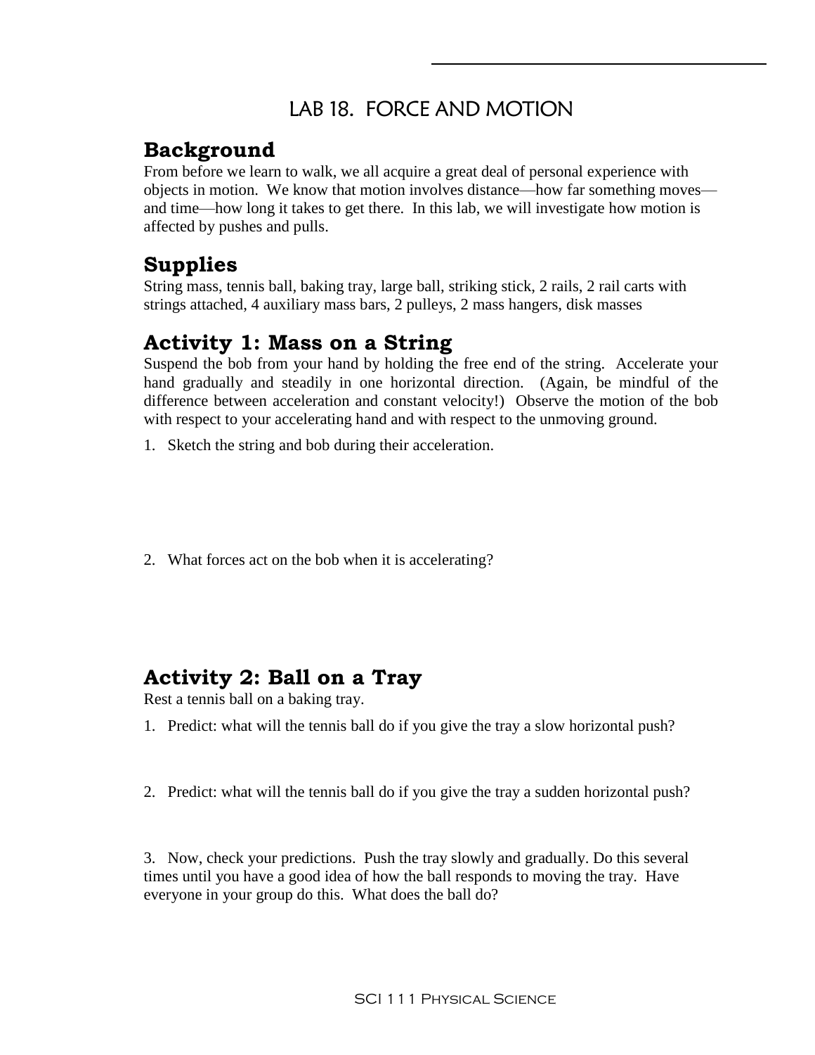# LAB 18. FORCE AND MOTION

## Background

From before we learn to walk, we all acquire a great deal of personal experience with objects in motion. We know that motion involves distance—how far something moves—and time—how long it takes to get there. In this lab, we will investigate how motion is affected by pushes and pulls.

## Supplies

String mass, tennis ball, baking tray, large ball, striking stick, 2 rails, 2 rail carts with strings attached, 4 auxiliary mass bars, 2 pulleys, 2 mass hangers, disk masses

## Activity 1: Mass on a String

Suspend the bob from your hand by holding the free end of the string. Accelerate your hand gradually and steadily in one horizontal direction. (Again, be mindful of the difference between acceleration and constant velocity!) Observe the motion of the bob with respect to your accelerating hand and with respect to the unmoving ground.

1. Sketch the string and bob during their acceleration.

2. What forces act on the bob when it is accelerating?

## Activity 2: Ball on a Tray

Rest a tennis ball on a baking tray.

1. Predict: what will the tennis ball do if you give the tray a slow horizontal push?

2. Predict: what will the tennis ball do if you give the tray a sudden horizontal push?

3. Now, check your predictions. Push the tray slowly and gradually. Do this several times until you have a good idea of how the ball responds to moving the tray. Have everyone in your group do this. What does the ball do?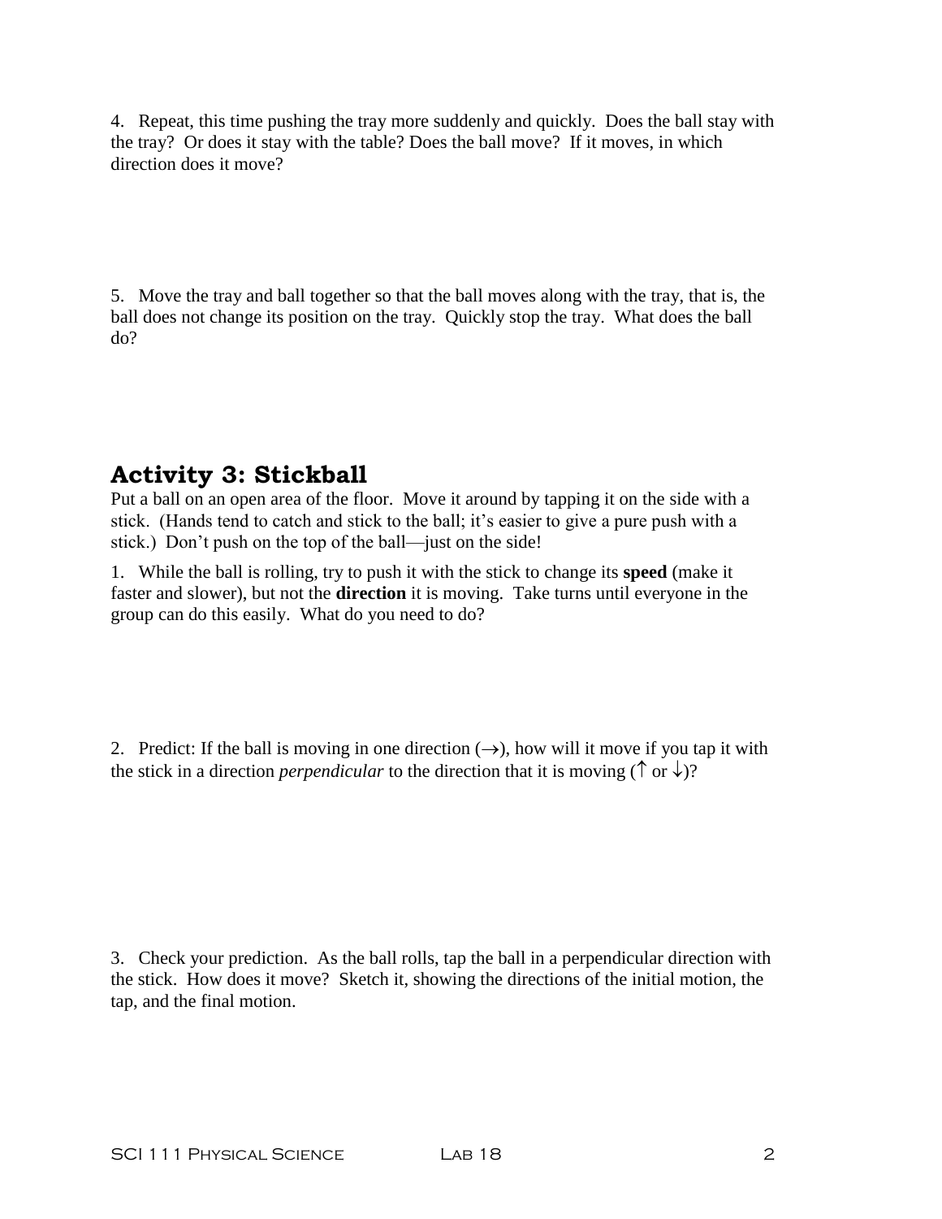4. Repeat, this time pushing the tray more suddenly and quickly. Does the ball stay with the tray? Or does it stay with the table? Does the ball move? If it moves, in which direction does it move?

5. Move the tray and ball together so that the ball moves along with the tray, that is, the ball does not change its position on the tray. Quickly stop the tray. What does the ball do?

## Activity 3: Stickball

Put a ball on an open area of the floor. Move it around by tapping it on the side with a stick. (Hands tend to catch and stick to the ball; it's easier to give a pure push with a stick.) Don't push on the top of the ball—just on the side!

1. While the ball is rolling, try to push it with the stick to change its **speed** (make it faster and slower), but not the **direction** it is moving. Take turns until everyone in the group can do this easily. What do you need to do?

2. Predict: If the ball is moving in one direction (→), how will it move if you tap it with the stick in a direction *perpendicular* to the direction that it is moving (↑ or ↓)?

3. Check your prediction. As the ball rolls, tap the ball in a perpendicular direction with the stick. How does it move? Sketch it, showing the directions of the initial motion, the tap, and the final motion.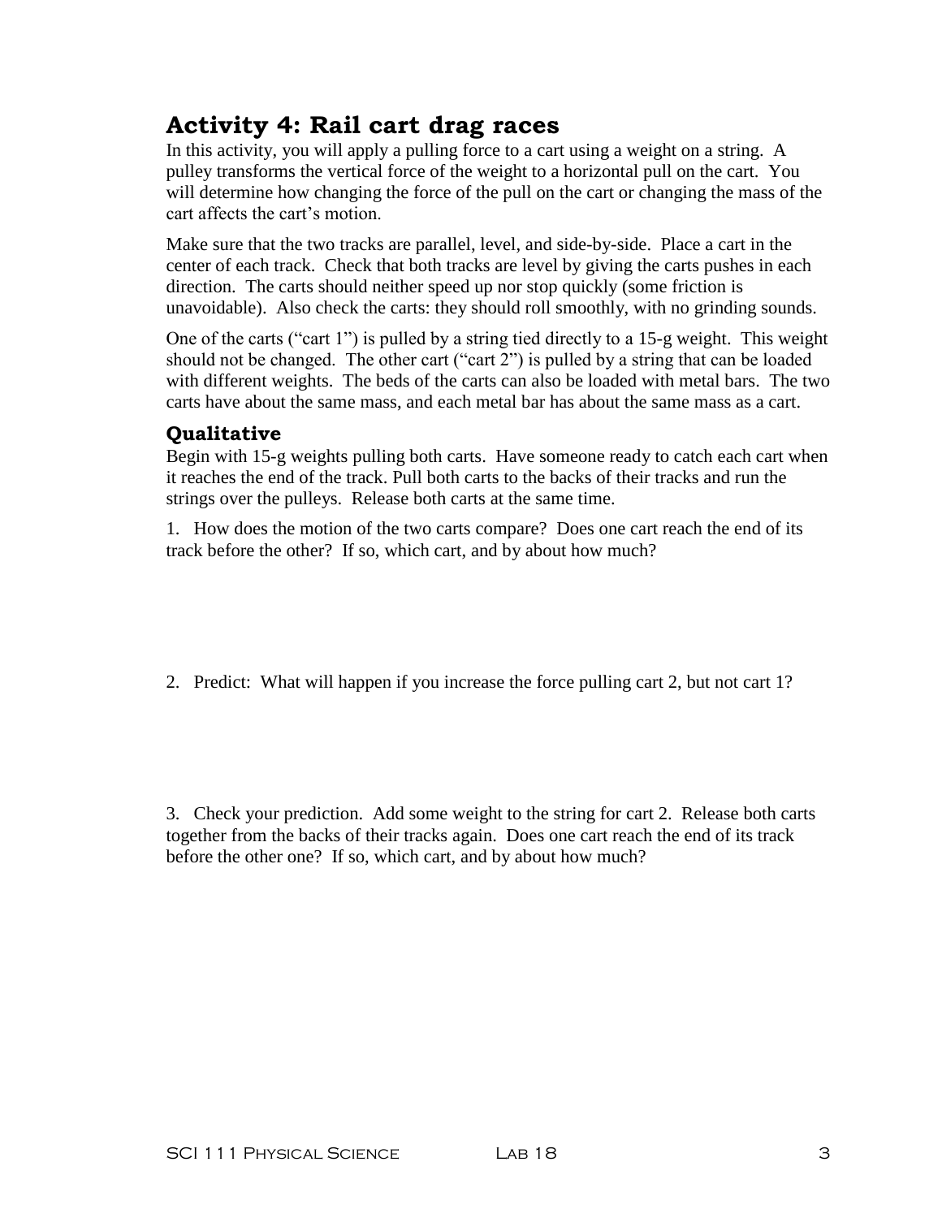## Activity 4: Rail cart drag races

In this activity, you will apply a pulling force to a cart using a weight on a string. A pulley transforms the vertical force of the weight to a horizontal pull on the cart. You will determine how changing the force of the pull on the cart or changing the mass of the cart affects the cart's motion.

Make sure that the two tracks are parallel, level, and side-by-side. Place a cart in the center of each track. Check that both tracks are level by giving the carts pushes in each direction. The carts should neither speed up nor stop quickly (some friction is unavoidable). Also check the carts: they should roll smoothly, with no grinding sounds.

One of the carts ("cart 1") is pulled by a string tied directly to a 15-g weight. This weight should not be changed. The other cart ("cart 2") is pulled by a string that can be loaded with different weights. The beds of the carts can also be loaded with metal bars. The two carts have about the same mass, and each metal bar has about the same mass as a cart.

### Qualitative

Begin with 15-g weights pulling both carts. Have someone ready to catch each cart when it reaches the end of the track. Pull both carts to the backs of their tracks and run the strings over the pulleys. Release both carts at the same time.

1. How does the motion of the two carts compare? Does one cart reach the end of its track before the other? If so, which cart, and by about how much?

2. Predict: What will happen if you increase the force pulling cart 2, but not cart 1?

3. Check your prediction. Add some weight to the string for cart 2. Release both carts together from the backs of their tracks again. Does one cart reach the end of its track before the other one? If so, which cart, and by about how much?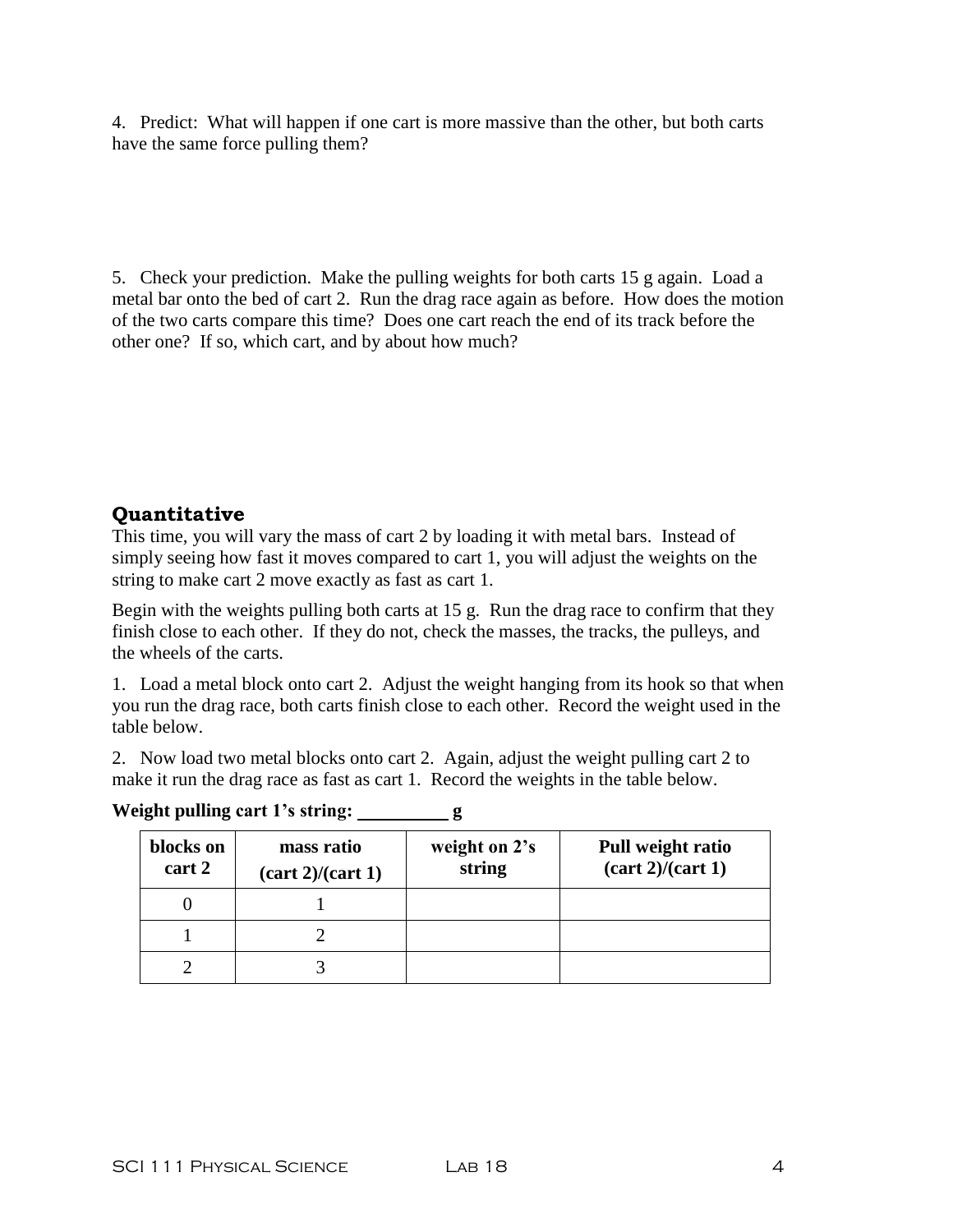4. Predict: What will happen if one cart is more massive than the other, but both carts have the same force pulling them?

5. Check your prediction. Make the pulling weights for both carts 15 g again. Load a metal bar onto the bed of cart 2. Run the drag race again as before. How does the motion of the two carts compare this time? Does one cart reach the end of its track before the other one? If so, which cart, and by about how much?

## Quantitative

This time, you will vary the mass of cart 2 by loading it with metal bars. Instead of simply seeing how fast it moves compared to cart 1, you will adjust the weights on the string to make cart 2 move exactly as fast as cart 1.

Begin with the weights pulling both carts at 15 g. Run the drag race to confirm that they finish close to each other. If they do not, check the masses, the tracks, the pulleys, and the wheels of the carts.

1. Load a metal block onto cart 2. Adjust the weight hanging from its hook so that when you run the drag race, both carts finish close to each other. Record the weight used in the table below.

2. Now load two metal blocks onto cart 2. Again, adjust the weight pulling cart 2 to make it run the drag race as fast as cart 1. Record the weights in the table below.

**Weight pulling cart 1's string: __________ g**

| blocks on cart 2 | mass ratio (cart 2)/(cart 1) | weight on 2's string | Pull weight ratio (cart 2)/(cart 1) |
|---|---|---|---|
| 0 | 1 | | |
| 1 | 2 | | |
| 2 | 3 | | |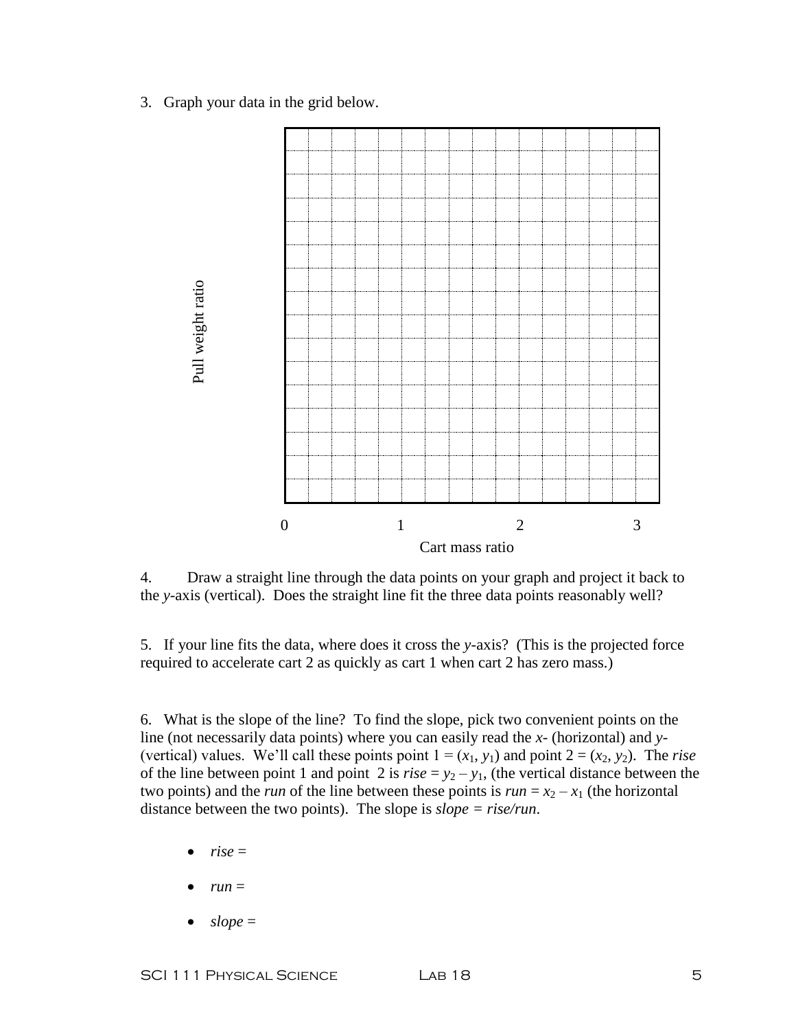3. Graph your data in the grid below.

Pull weight ratio

0 1 2 3

Cart mass ratio

4. Draw a straight line through the data points on your graph and project it back to the *y*-axis (vertical). Does the straight line fit the three data points reasonably well?

5. If your line fits the data, where does it cross the *y*-axis? (This is the projected force required to accelerate cart 2 as quickly as cart 1 when cart 2 has zero mass.)

6. What is the slope of the line? To find the slope, pick two convenient points on the line (not necessarily data points) where you can easily read the *x*- (horizontal) and *y*- (vertical) values. We'll call these points point 1 = $(x_1, y_1)$ and point 2 = $(x_2, y_2)$. The *rise* of the line between point 1 and point 2 is $rise = y_2 - y_1$, (the vertical distance between the two points) and the *run* of the line between these points is $run = x_2 - x_1$ (the horizontal distance between the two points). The slope is $slope = rise/run$.

- *rise* =
- *run* =
- *slope* =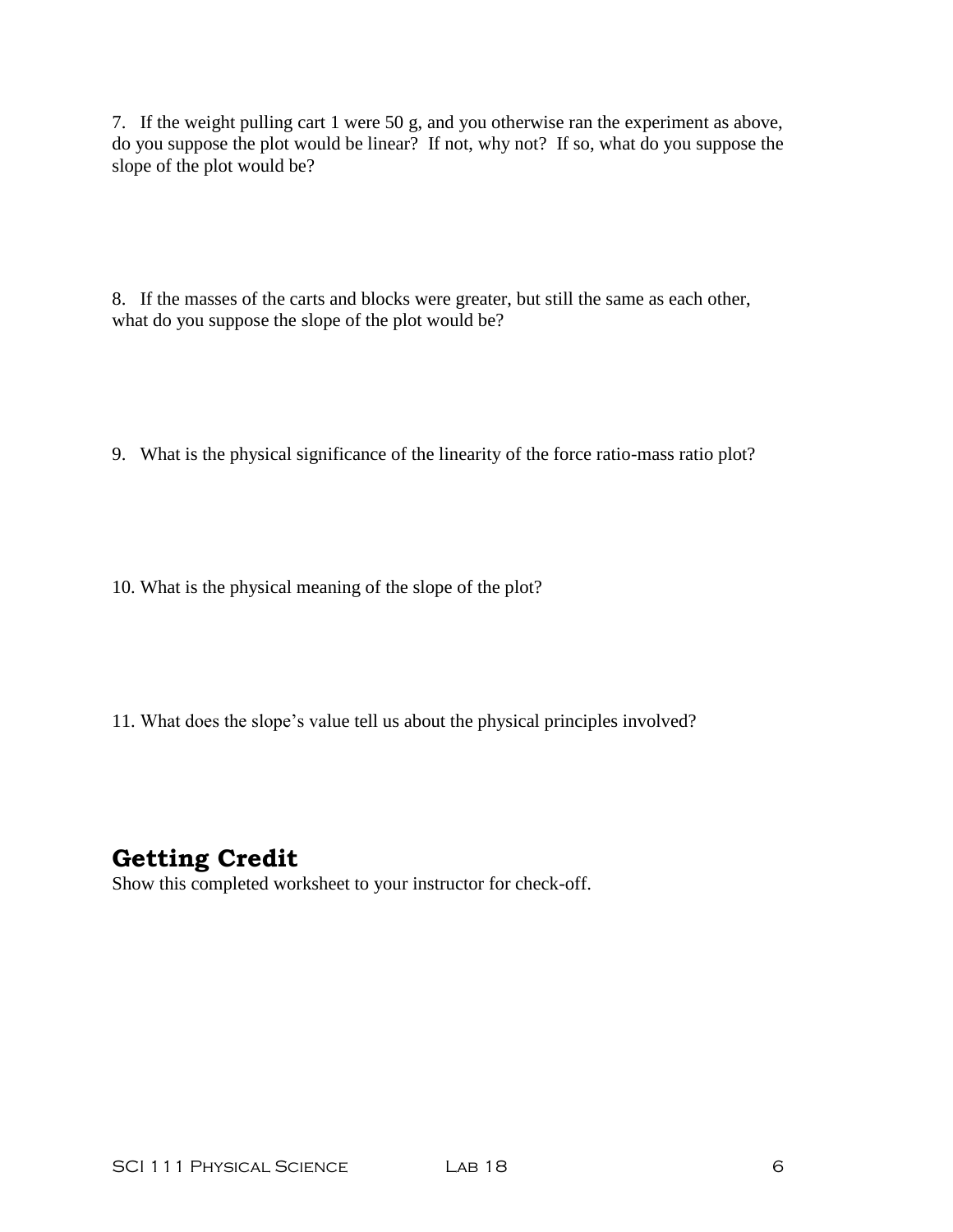7. If the weight pulling cart 1 were 50 g, and you otherwise ran the experiment as above, do you suppose the plot would be linear? If not, why not? If so, what do you suppose the slope of the plot would be?

8. If the masses of the carts and blocks were greater, but still the same as each other, what do you suppose the slope of the plot would be?

9. What is the physical significance of the linearity of the force ratio-mass ratio plot?

10. What is the physical meaning of the slope of the plot?

11. What does the slope's value tell us about the physical principles involved?

## Getting Credit

Show this completed worksheet to your instructor for check-off.